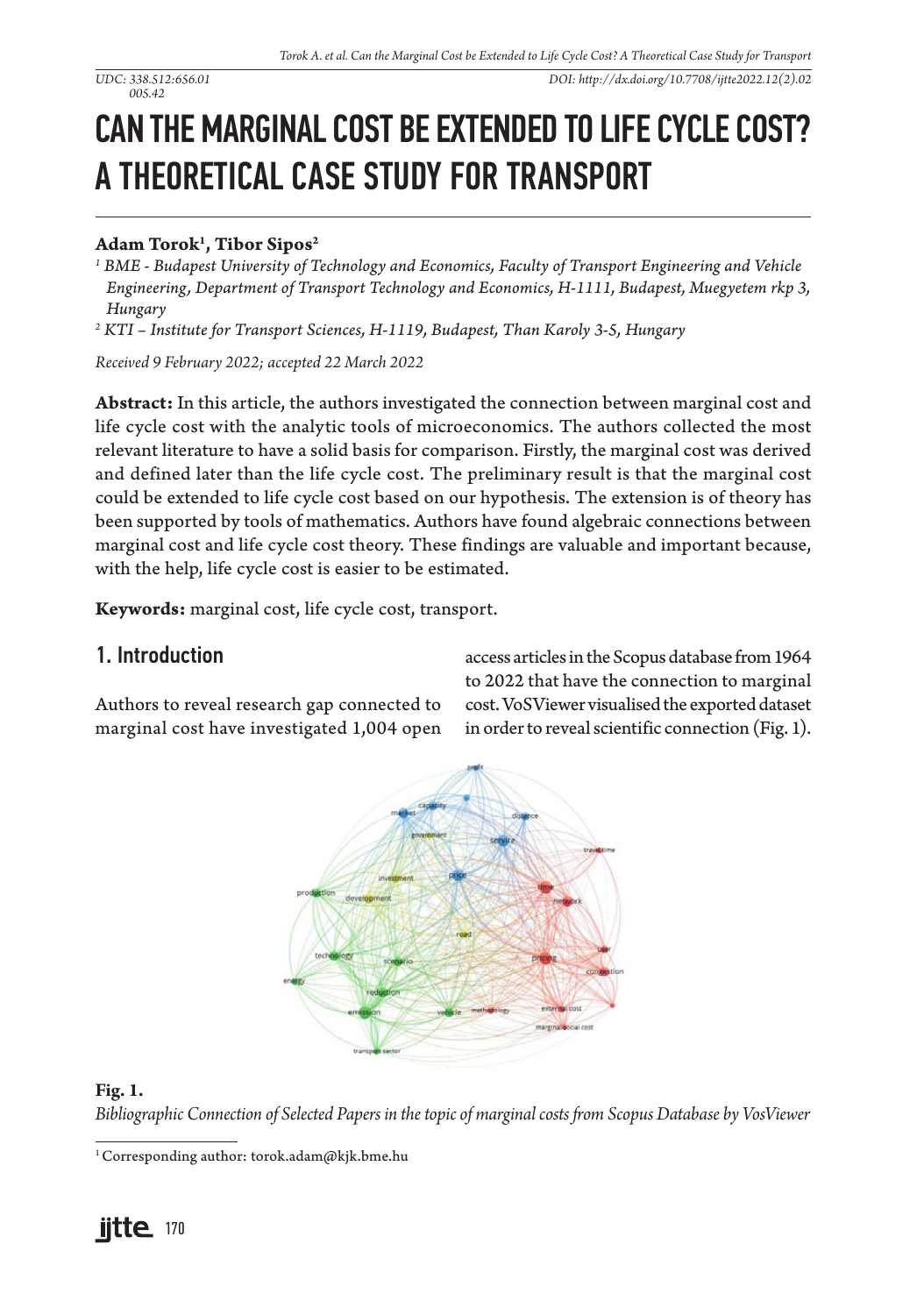UDC: 338.512:656.01
005.42

DOI: http://dx.doi.org/10.7708/ijtte2022.12(2).02

# CAN THE MARGINAL COST BE EXTENDED TO LIFE CYCLE COST? A THEORETICAL CASE STUDY FOR TRANSPORT

**Adam Torok[1], Tibor Sipos[2]**

[1] *BME - Budapest University of Technology and Economics, Faculty of Transport Engineering and Vehicle Engineering, Department of Transport Technology and Economics, H-1111, Budapest, Muegyetem rkp 3, Hungary*

[2] *KTI – Institute for Transport Sciences, H-1119, Budapest, Than Karoly 3-5, Hungary*

*Received 9 February 2022; accepted 22 March 2022*

**Abstract:** In this article, the authors investigated the connection between marginal cost and life cycle cost with the analytic tools of microeconomics. The authors collected the most relevant literature to have a solid basis for comparison. Firstly, the marginal cost was derived and defined later than the life cycle cost. The preliminary result is that the marginal cost could be extended to life cycle cost based on our hypothesis. The extension is of theory has been supported by tools of mathematics. Authors have found algebraic connections between marginal cost and life cycle cost theory. These findings are valuable and important because, with the help, life cycle cost is easier to be estimated.

**Keywords:** marginal cost, life cycle cost, transport.

## 1. Introduction

Authors to reveal research gap connected to marginal cost have investigated 1,004 open access articles in the Scopus database from 1964 to 2022 that have the connection to marginal cost. VoSViewer visualised the exported dataset in order to reveal scientific connection (Fig. 1).

**Fig. 1.**
*Bibliographic Connection of Selected Papers in the topic of marginal costs from Scopus Database by VosViewer*

[1] Corresponding author: torok.adam@kjk.bme.hu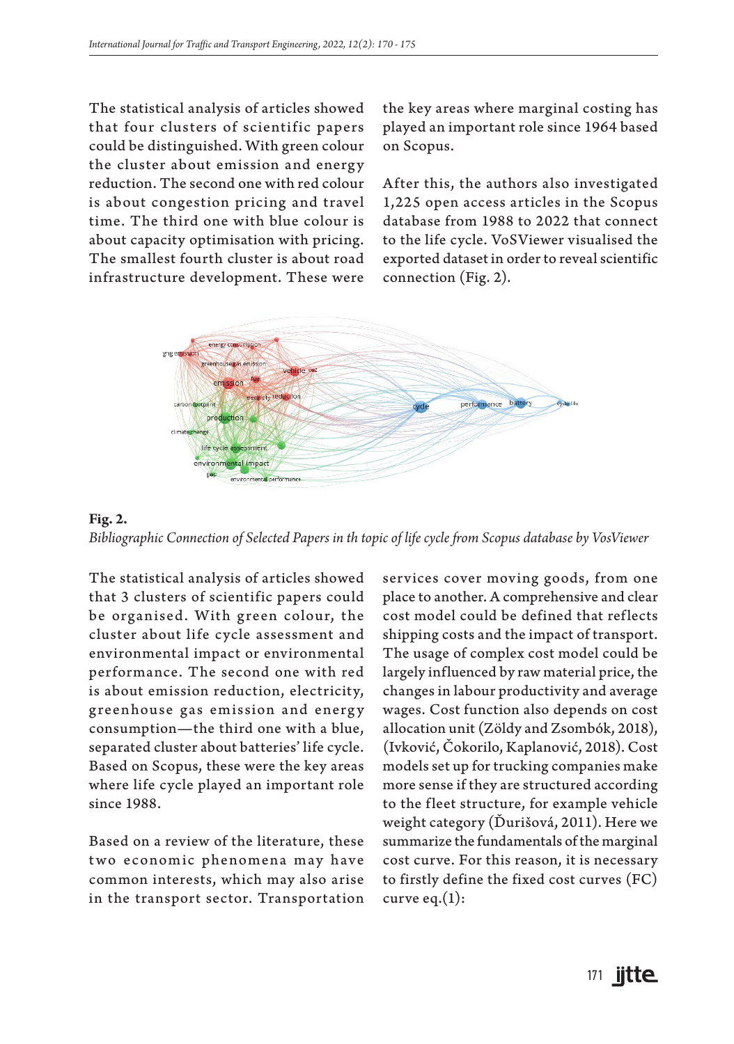The statistical analysis of articles showed that four clusters of scientific papers could be distinguished. With green colour the cluster about emission and energy reduction. The second one with red colour is about congestion pricing and travel time. The third one with blue colour is about capacity optimisation with pricing. The smallest fourth cluster is about road infrastructure development. These were the key areas where marginal costing has played an important role since 1964 based on Scopus.

After this, the authors also investigated 1,225 open access articles in the Scopus database from 1988 to 2022 that connect to the life cycle. VoSViewer visualised the exported dataset in order to reveal scientific connection (Fig. 2).

**Fig. 2.**
*Bibliographic Connection of Selected Papers in th topic of life cycle from Scopus database by VosViewer*

The statistical analysis of articles showed that 3 clusters of scientific papers could be organised. With green colour, the cluster about life cycle assessment and environmental impact or environmental performance. The second one with red is about emission reduction, electricity, greenhouse gas emission and energy consumption—the third one with a blue, separated cluster about batteries' life cycle. Based on Scopus, these were the key areas where life cycle played an important role since 1988.

Based on a review of the literature, these two economic phenomena may have common interests, which may also arise in the transport sector. Transportation services cover moving goods, from one place to another. A comprehensive and clear cost model could be defined that reflects shipping costs and the impact of transport. The usage of complex cost model could be largely influenced by raw material price, the changes in labour productivity and average wages. Cost function also depends on cost allocation unit (Zöldy and Zsombók, 2018), (Ivković, Čokorilo, Kaplanović, 2018). Cost models set up for trucking companies make more sense if they are structured according to the fleet structure, for example vehicle weight category (Ďurišová, 2011). Here we summarize the fundamentals of the marginal cost curve. For this reason, it is necessary to firstly define the fixed cost curves (FC) curve eq.(1):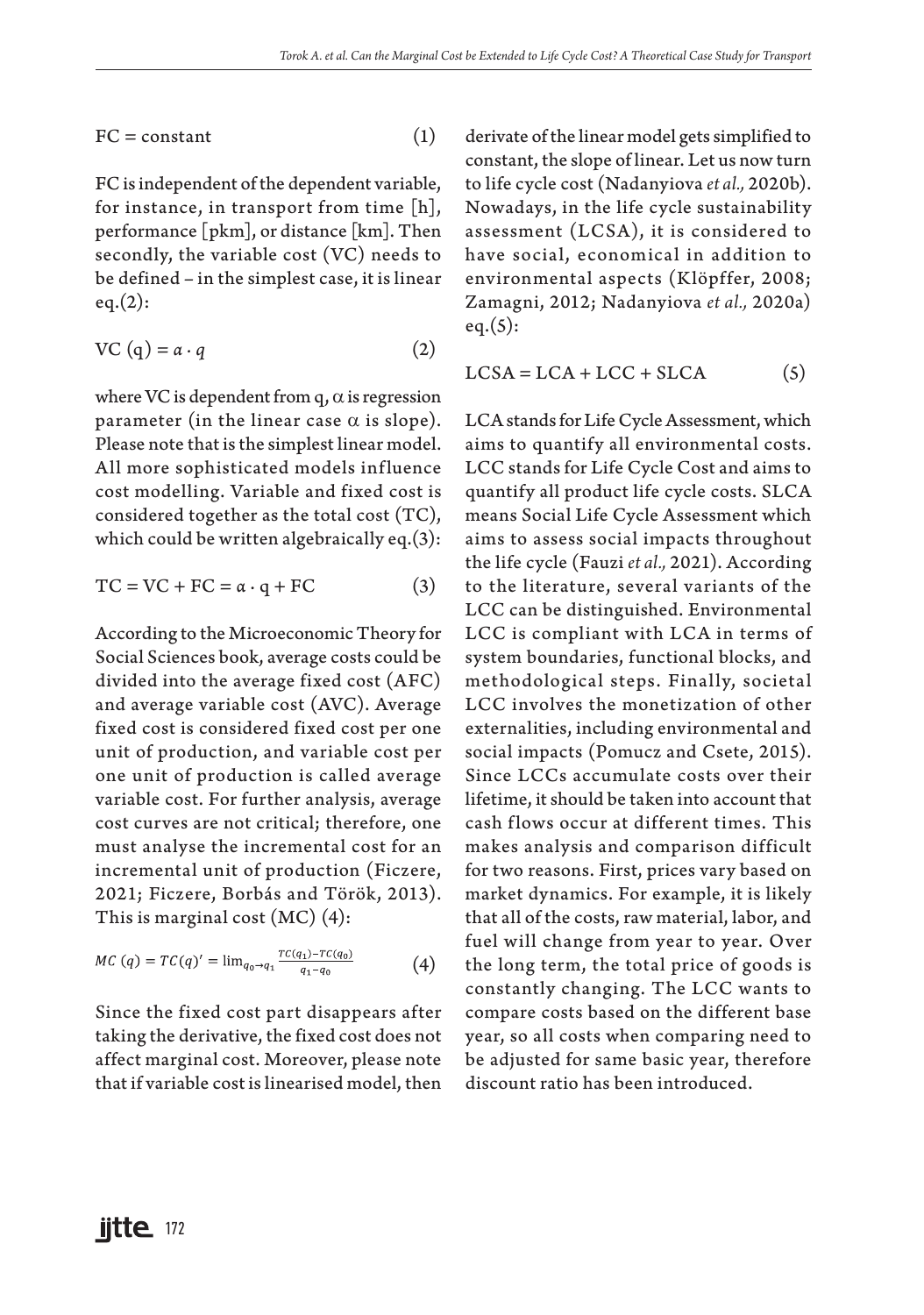$$FC = \text{constant} \tag{1}$$

FC is independent of the dependent variable, for instance, in transport from time [h], performance [pkm], or distance [km]. Then secondly, the variable cost (VC) needs to be defined – in the simplest case, it is linear eq.(2):

$$VC\ (q) = \alpha \cdot q \tag{2}$$

where VC is dependent from q, $\alpha$ is regression parameter (in the linear case $\alpha$ is slope). Please note that is the simplest linear model. All more sophisticated models influence cost modelling. Variable and fixed cost is considered together as the total cost (TC), which could be written algebraically eq.(3):

$$TC = VC + FC = \alpha \cdot q + FC \tag{3}$$

According to the Microeconomic Theory for Social Sciences book, average costs could be divided into the average fixed cost (AFC) and average variable cost (AVC). Average fixed cost is considered fixed cost per one unit of production, and variable cost per one unit of production is called average variable cost. For further analysis, average cost curves are not critical; therefore, one must analyse the incremental cost for an incremental unit of production (Ficzere, 2021; Ficzere, Borbás and Török, 2013). This is marginal cost (MC) (4):

$$MC\ (q) = TC(q)' = \lim_{q_0 \to q_1} \frac{TC(q_1) - TC(q_0)}{q_1 - q_0} \tag{4}$$

Since the fixed cost part disappears after taking the derivative, the fixed cost does not affect marginal cost. Moreover, please note that if variable cost is linearised model, then derivate of the linear model gets simplified to constant, the slope of linear. Let us now turn to life cycle cost (Nadanyiova *et al.,* 2020b). Nowadays, in the life cycle sustainability assessment (LCSA), it is considered to have social, economical in addition to environmental aspects (Klöpffer, 2008; Zamagni, 2012; Nadanyiova *et al.,* 2020a) eq.(5):

$$LCSA = LCA + LCC + SLCA \tag{5}$$

LCA stands for Life Cycle Assessment, which aims to quantify all environmental costs. LCC stands for Life Cycle Cost and aims to quantify all product life cycle costs. SLCA means Social Life Cycle Assessment which aims to assess social impacts throughout the life cycle (Fauzi *et al.,* 2021). According to the literature, several variants of the LCC can be distinguished. Environmental LCC is compliant with LCA in terms of system boundaries, functional blocks, and methodological steps. Finally, societal LCC involves the monetization of other externalities, including environmental and social impacts (Pomucz and Csete, 2015). Since LCCs accumulate costs over their lifetime, it should be taken into account that cash flows occur at different times. This makes analysis and comparison difficult for two reasons. First, prices vary based on market dynamics. For example, it is likely that all of the costs, raw material, labor, and fuel will change from year to year. Over the long term, the total price of goods is constantly changing. The LCC wants to compare costs based on the different base year, so all costs when comparing need to be adjusted for same basic year, therefore discount ratio has been introduced.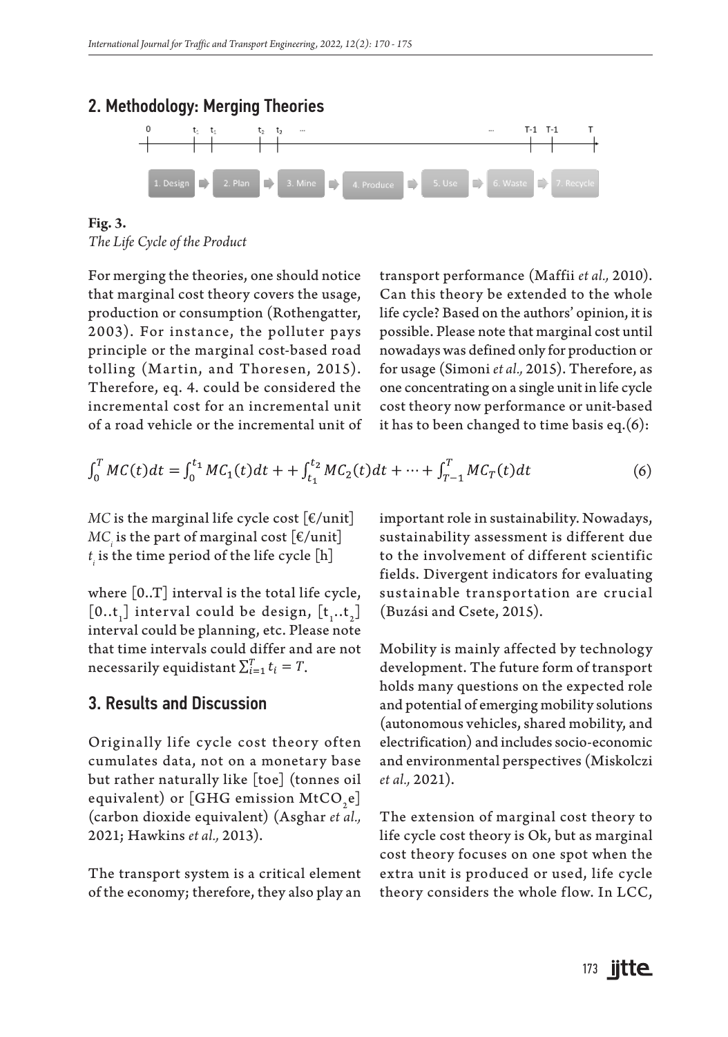## 2. Methodology: Merging Theories

**Fig. 3.**
*The Life Cycle of the Product*

For merging the theories, one should notice that marginal cost theory covers the usage, production or consumption (Rothengatter, 2003). For instance, the polluter pays principle or the marginal cost-based road tolling (Martin, and Thoresen, 2015). Therefore, eq. 4. could be considered the incremental cost for an incremental unit of a road vehicle or the incremental unit of transport performance (Maffii *et al.,* 2010). Can this theory be extended to the whole life cycle? Based on the authors' opinion, it is possible. Please note that marginal cost until nowadays was defined only for production or for usage (Simoni *et al.,* 2015). Therefore, as one concentrating on a single unit in life cycle cost theory now performance or unit-based it has to been changed to time basis eq.(6):

$$\int_0^T MC(t)dt = \int_0^{t_1} MC_1(t)dt + + \int_{t_1}^{t_2} MC_2(t)dt + \cdots + \int_{T-1}^{T} MC_T(t)dt \quad (6)$$

$MC$ is the marginal life cycle cost [€/unit]
$MC_i$ is the part of marginal cost [€/unit]
$t_i$ is the time period of the life cycle [h]

where [0..T] interval is the total life cycle, [0..$t_1$] interval could be design, [$t_1$..$t_2$] interval could be planning, etc. Please note that time intervals could differ and are not necessarily equidistant $\sum_{i=1}^{T} t_i = T$.

## 3. Results and Discussion

Originally life cycle cost theory often cumulates data, not on a monetary base but rather naturally like [toe] (tonnes oil equivalent) or [GHG emission $MtCO_2e$] (carbon dioxide equivalent) (Asghar *et al.,* 2021; Hawkins *et al.,* 2013).

The transport system is a critical element of the economy; therefore, they also play an important role in sustainability. Nowadays, sustainability assessment is different due to the involvement of different scientific fields. Divergent indicators for evaluating sustainable transportation are crucial (Buzási and Csete, 2015).

Mobility is mainly affected by technology development. The future form of transport holds many questions on the expected role and potential of emerging mobility solutions (autonomous vehicles, shared mobility, and electrification) and includes socio-economic and environmental perspectives (Miskolczi *et al.,* 2021).

The extension of marginal cost theory to life cycle cost theory is Ok, but as marginal cost theory focuses on one spot when the extra unit is produced or used, life cycle theory considers the whole flow. In LCC,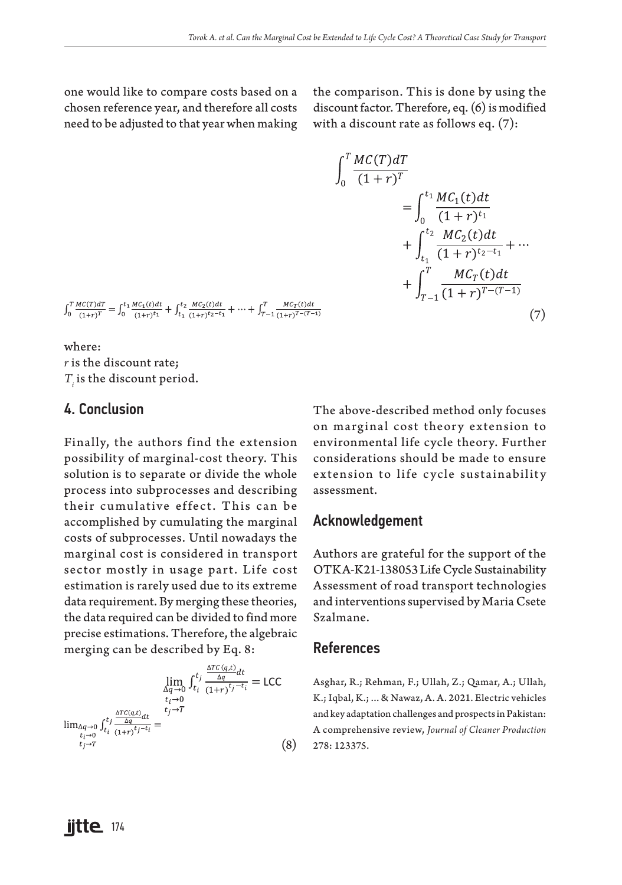one would like to compare costs based on a chosen reference year, and therefore all costs need to be adjusted to that year when making the comparison. This is done by using the discount factor. Therefore, eq. (6) is modified with a discount rate as follows eq. (7):

$$\int_0^T \frac{MC(T)dT}{(1+r)^T} = \int_0^{t_1} \frac{MC_1(t)dt}{(1+r)^{t_1}} + \int_{t_1}^{t_2} \frac{MC_2(t)dt}{(1+r)^{t_2-t_1}} + \cdots + \int_{T-1}^{T} \frac{MC_T(t)dt}{(1+r)^{T-(T-1)}} \quad (7)$$

where:
$r$ is the discount rate;
$T_i$ is the discount period.

## 4. Conclusion

Finally, the authors find the extension possibility of marginal-cost theory. This solution is to separate or divide the whole process into subprocesses and describing their cumulative effect. This can be accomplished by cumulating the marginal costs of subprocesses. Until nowadays the marginal cost is considered in transport sector mostly in usage part. Life cost estimation is rarely used due to its extreme data requirement. By merging these theories, the data required can be divided to find more precise estimations. Therefore, the algebraic merging can be described by Eq. 8:

$$\lim_{\substack{\Delta q \to 0 \\ t_i \to 0 \\ t_j \to T}} \int_{t_i}^{t_j} \frac{\frac{\Delta TC(q,t)}{\Delta q}dt}{(1+r)^{t_j-t_i}} = \text{LCC} \quad (8)$$

The above-described method only focuses on marginal cost theory extension to environmental life cycle theory. Further considerations should be made to ensure extension to life cycle sustainability assessment.

## Acknowledgement

Authors are grateful for the support of the OTKA-K21-138053 Life Cycle Sustainability Assessment of road transport technologies and interventions supervised by Maria Csete Szalmane.

## References

Asghar, R.; Rehman, F.; Ullah, Z.; Qamar, A.; Ullah, K.; Iqbal, K.; ... & Nawaz, A. A. 2021. Electric vehicles and key adaptation challenges and prospects in Pakistan: A comprehensive review, *Journal of Cleaner Production* 278: 123375.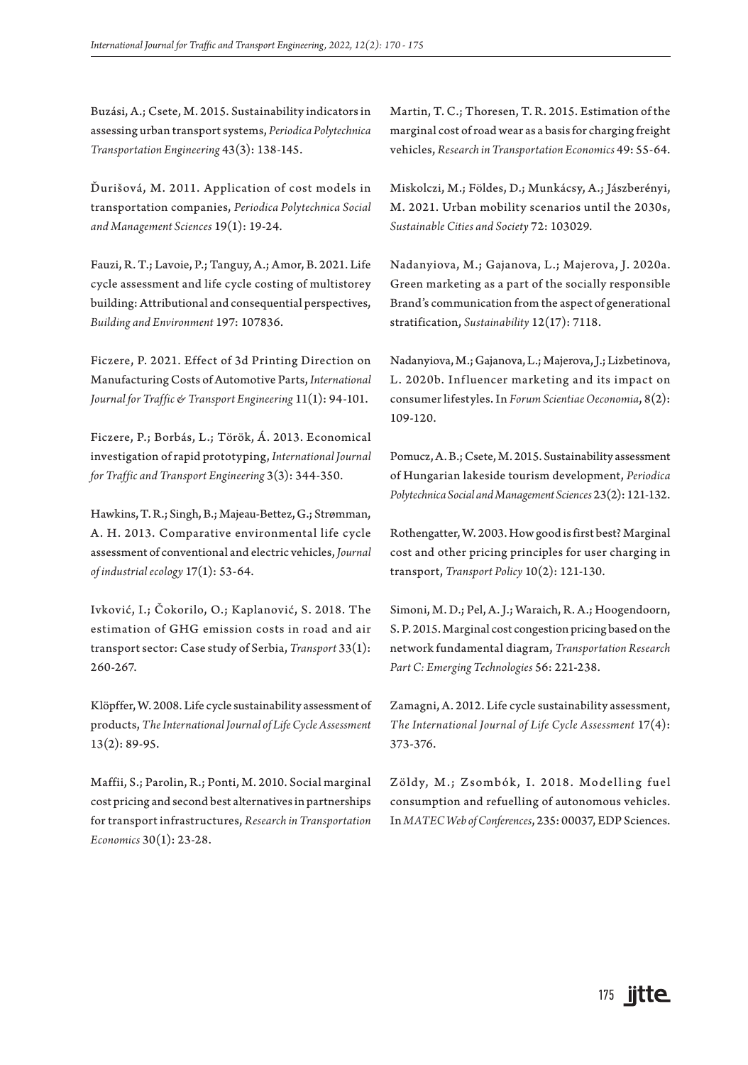Buzási, A.; Csete, M. 2015. Sustainability indicators in assessing urban transport systems, *Periodica Polytechnica Transportation Engineering* 43(3): 138-145.

Ďurišová, M. 2011. Application of cost models in transportation companies, *Periodica Polytechnica Social and Management Sciences* 19(1): 19-24.

Fauzi, R. T.; Lavoie, P.; Tanguy, A.; Amor, B. 2021. Life cycle assessment and life cycle costing of multistorey building: Attributional and consequential perspectives, *Building and Environment* 197: 107836.

Ficzere, P. 2021. Effect of 3d Printing Direction on Manufacturing Costs of Automotive Parts, *International Journal for Traffic & Transport Engineering* 11(1): 94-101.

Ficzere, P.; Borbás, L.; Török, Á. 2013. Economical investigation of rapid prototyping, *International Journal for Traffic and Transport Engineering* 3(3): 344-350.

Hawkins, T. R.; Singh, B.; Majeau-Bettez, G.; Strømman, A. H. 2013. Comparative environmental life cycle assessment of conventional and electric vehicles, *Journal of industrial ecology* 17(1): 53-64.

Ivković, I.; Čokorilo, O.; Kaplanović, S. 2018. The estimation of GHG emission costs in road and air transport sector: Case study of Serbia, *Transport* 33(1): 260-267.

Klöpffer, W. 2008. Life cycle sustainability assessment of products, *The International Journal of Life Cycle Assessment* 13(2): 89-95.

Maffii, S.; Parolin, R.; Ponti, M. 2010. Social marginal cost pricing and second best alternatives in partnerships for transport infrastructures, *Research in Transportation Economics* 30(1): 23-28.

Martin, T. C.; Thoresen, T. R. 2015. Estimation of the marginal cost of road wear as a basis for charging freight vehicles, *Research in Transportation Economics* 49: 55-64.

Miskolczi, M.; Földes, D.; Munkácsy, A.; Jászberényi, M. 2021. Urban mobility scenarios until the 2030s, *Sustainable Cities and Society* 72: 103029.

Nadanyiova, M.; Gajanova, L.; Majerova, J. 2020a. Green marketing as a part of the socially responsible Brand's communication from the aspect of generational stratification, *Sustainability* 12(17): 7118.

Nadanyiova, M.; Gajanova, L.; Majerova, J.; Lizbetinova, L. 2020b. Influencer marketing and its impact on consumer lifestyles. In *Forum Scientiae Oeconomia*, 8(2): 109-120.

Pomucz, A. B.; Csete, M. 2015. Sustainability assessment of Hungarian lakeside tourism development, *Periodica Polytechnica Social and Management Sciences* 23(2): 121-132.

Rothengatter, W. 2003. How good is first best? Marginal cost and other pricing principles for user charging in transport, *Transport Policy* 10(2): 121-130.

Simoni, M. D.; Pel, A. J.; Waraich, R. A.; Hoogendoorn, S. P. 2015. Marginal cost congestion pricing based on the network fundamental diagram, *Transportation Research Part C: Emerging Technologies* 56: 221-238.

Zamagni, A. 2012. Life cycle sustainability assessment, *The International Journal of Life Cycle Assessment* 17(4): 373-376.

Zöldy, M.; Zsombók, I. 2018. Modelling fuel consumption and refuelling of autonomous vehicles. In *MATEC Web of Conferences*, 235: 00037, EDP Sciences.